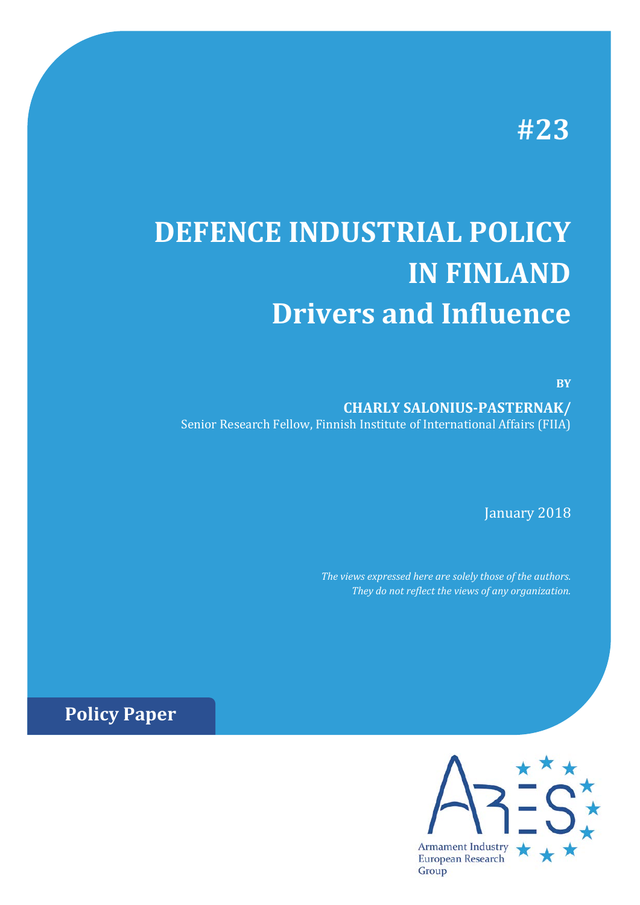#23

# DEFENCE INDUSTRIAL POLICY IN FINLAND

## Drivers and Influence

BY

**CHARLY SALONIUS-PASTERNAK/**
Senior Research Fellow, Finnish Institute of International Affairs (FIIA)

January 2018

*The views expressed here are solely those of the authors. They do not reflect the views of any organization.*

**Policy Paper**

Armament Industry European Research Group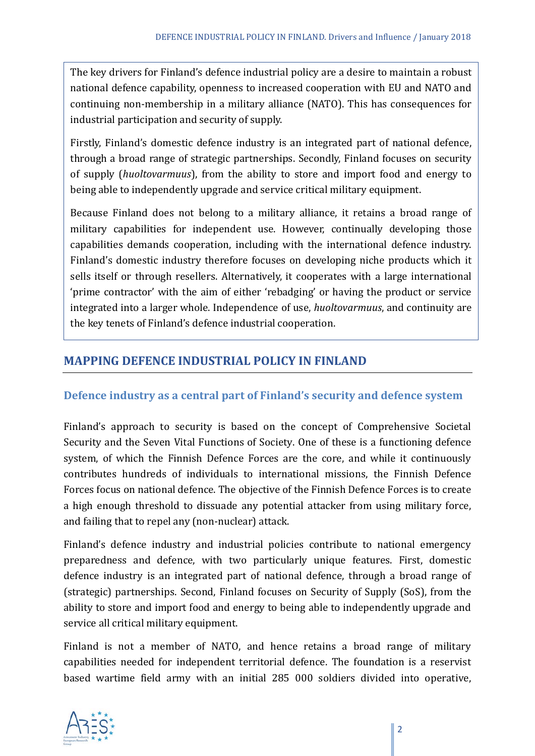The key drivers for Finland's defence industrial policy are a desire to maintain a robust national defence capability, openness to increased cooperation with EU and NATO and continuing non-membership in a military alliance (NATO). This has consequences for industrial participation and security of supply.

Firstly, Finland's domestic defence industry is an integrated part of national defence, through a broad range of strategic partnerships. Secondly, Finland focuses on security of supply (*huoltovarmuus*), from the ability to store and import food and energy to being able to independently upgrade and service critical military equipment.

Because Finland does not belong to a military alliance, it retains a broad range of military capabilities for independent use. However, continually developing those capabilities demands cooperation, including with the international defence industry. Finland's domestic industry therefore focuses on developing niche products which it sells itself or through resellers. Alternatively, it cooperates with a large international 'prime contractor' with the aim of either 'rebadging' or having the product or service integrated into a larger whole. Independence of use, *huoltovarmuus*, and continuity are the key tenets of Finland's defence industrial cooperation.

## MAPPING DEFENCE INDUSTRIAL POLICY IN FINLAND

### Defence industry as a central part of Finland's security and defence system

Finland's approach to security is based on the concept of Comprehensive Societal Security and the Seven Vital Functions of Society. One of these is a functioning defence system, of which the Finnish Defence Forces are the core, and while it continuously contributes hundreds of individuals to international missions, the Finnish Defence Forces focus on national defence. The objective of the Finnish Defence Forces is to create a high enough threshold to dissuade any potential attacker from using military force, and failing that to repel any (non-nuclear) attack.

Finland's defence industry and industrial policies contribute to national emergency preparedness and defence, with two particularly unique features. First, domestic defence industry is an integrated part of national defence, through a broad range of (strategic) partnerships. Second, Finland focuses on Security of Supply (SoS), from the ability to store and import food and energy to being able to independently upgrade and service all critical military equipment.

Finland is not a member of NATO, and hence retains a broad range of military capabilities needed for independent territorial defence. The foundation is a reservist based wartime field army with an initial 285 000 soldiers divided into operative,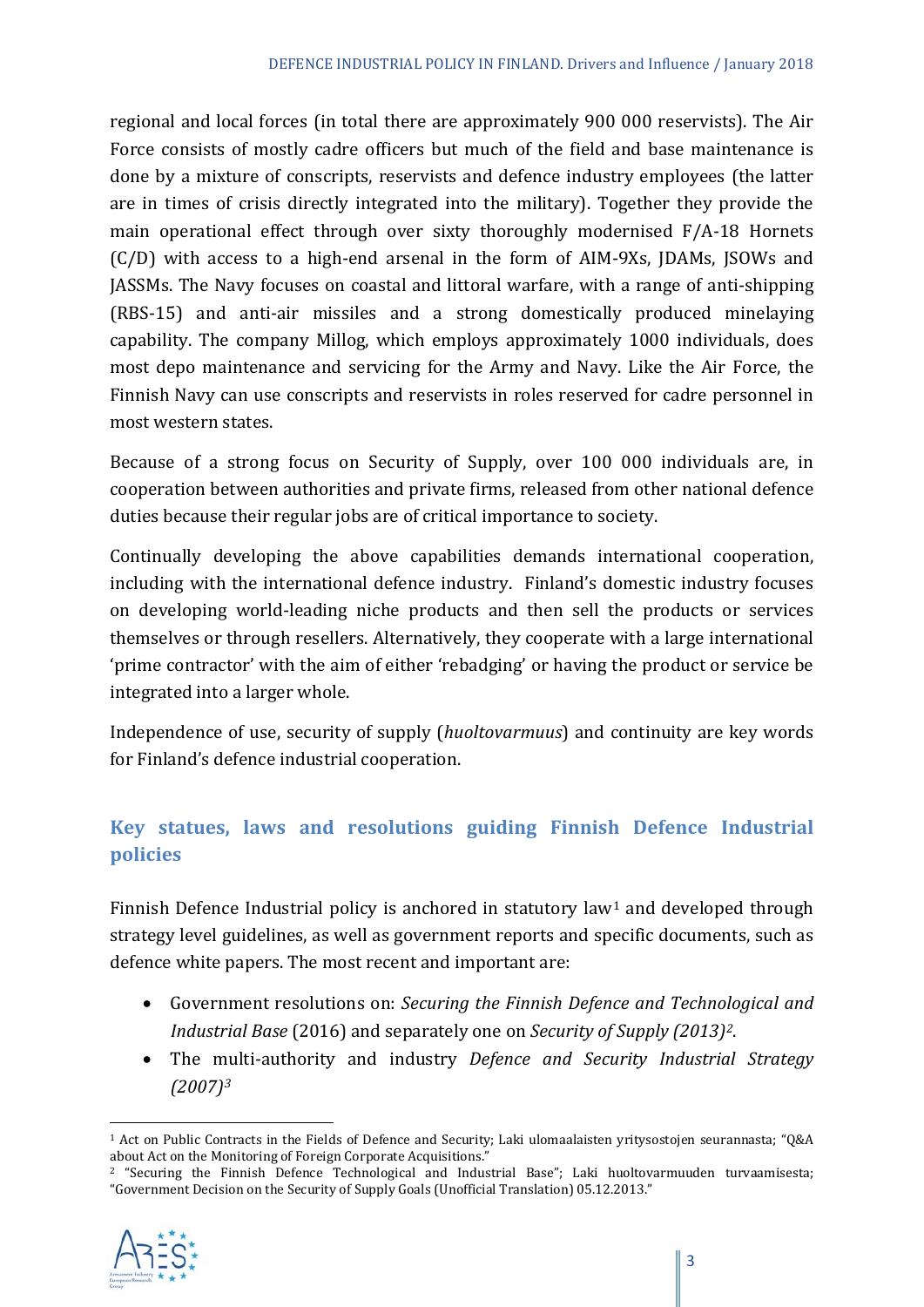regional and local forces (in total there are approximately 900 000 reservists). The Air Force consists of mostly cadre officers but much of the field and base maintenance is done by a mixture of conscripts, reservists and defence industry employees (the latter are in times of crisis directly integrated into the military). Together they provide the main operational effect through over sixty thoroughly modernised F/A-18 Hornets (C/D) with access to a high-end arsenal in the form of AIM-9Xs, JDAMs, JSOWs and JASSMs. The Navy focuses on coastal and littoral warfare, with a range of anti-shipping (RBS-15) and anti-air missiles and a strong domestically produced minelaying capability. The company Millog, which employs approximately 1000 individuals, does most depo maintenance and servicing for the Army and Navy. Like the Air Force, the Finnish Navy can use conscripts and reservists in roles reserved for cadre personnel in most western states.

Because of a strong focus on Security of Supply, over 100 000 individuals are, in cooperation between authorities and private firms, released from other national defence duties because their regular jobs are of critical importance to society.

Continually developing the above capabilities demands international cooperation, including with the international defence industry. Finland's domestic industry focuses on developing world-leading niche products and then sell the products or services themselves or through resellers. Alternatively, they cooperate with a large international 'prime contractor' with the aim of either 'rebadging' or having the product or service be integrated into a larger whole.

Independence of use, security of supply (*huoltovarmuus*) and continuity are key words for Finland's defence industrial cooperation.

## Key statues, laws and resolutions guiding Finnish Defence Industrial policies

Finnish Defence Industrial policy is anchored in statutory law[1] and developed through strategy level guidelines, as well as government reports and specific documents, such as defence white papers. The most recent and important are:

- Government resolutions on: *Securing the Finnish Defence and Technological and Industrial Base* (2016) and separately one on *Security of Supply (2013)*[2].
- The multi-authority and industry *Defence and Security Industrial Strategy (2007)*[3]

[1] Act on Public Contracts in the Fields of Defence and Security; Laki ulomaalaisten yritysostojen seurannasta; "Q&A about Act on the Monitoring of Foreign Corporate Acquisitions."

[2] "Securing the Finnish Defence Technological and Industrial Base"; Laki huoltovarmuuden turvaamisesta; "Government Decision on the Security of Supply Goals (Unofficial Translation) 05.12.2013."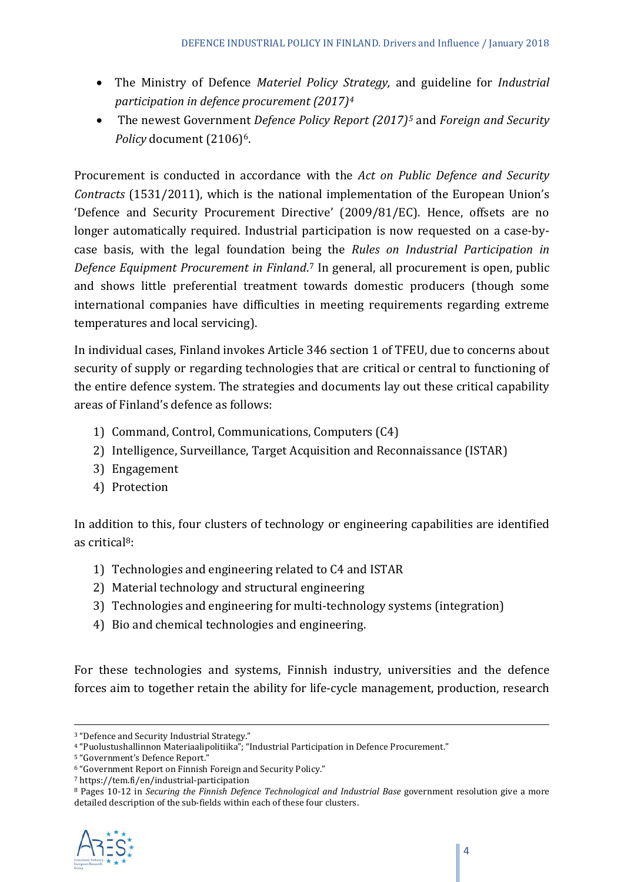- The Ministry of Defence *Materiel Policy Strategy,* and guideline for *Industrial participation in defence procurement (2017)*[4]
- The newest Government *Defence Policy Report (2017)*[5] and *Foreign and Security Policy* document (2106)[6].

Procurement is conducted in accordance with the *Act on Public Defence and Security Contracts* (1531/2011), which is the national implementation of the European Union's 'Defence and Security Procurement Directive' (2009/81/EC). Hence, offsets are no longer automatically required. Industrial participation is now requested on a case-by-case basis, with the legal foundation being the *Rules on Industrial Participation in Defence Equipment Procurement in Finland*.[7] In general, all procurement is open, public and shows little preferential treatment towards domestic producers (though some international companies have difficulties in meeting requirements regarding extreme temperatures and local servicing).

In individual cases, Finland invokes Article 346 section 1 of TFEU, due to concerns about security of supply or regarding technologies that are critical or central to functioning of the entire defence system. The strategies and documents lay out these critical capability areas of Finland's defence as follows:

1) Command, Control, Communications, Computers (C4)
2) Intelligence, Surveillance, Target Acquisition and Reconnaissance (ISTAR)
3) Engagement
4) Protection

In addition to this, four clusters of technology or engineering capabilities are identified as critical[8]:

1) Technologies and engineering related to C4 and ISTAR
2) Material technology and structural engineering
3) Technologies and engineering for multi-technology systems (integration)
4) Bio and chemical technologies and engineering.

For these technologies and systems, Finnish industry, universities and the defence forces aim to together retain the ability for life-cycle management, production, research

---

[3] "Defence and Security Industrial Strategy."

[4] "Puolustushallinnon Materiaalipolitiika"; "Industrial Participation in Defence Procurement."

[5] "Government's Defence Report."

[6] "Government Report on Finnish Foreign and Security Policy."

[7] https://tem.fi/en/industrial-participation

[8] Pages 10-12 in *Securing the Finnish Defence Technological and Industrial Base* government resolution give a more detailed description of the sub-fields within each of these four clusters.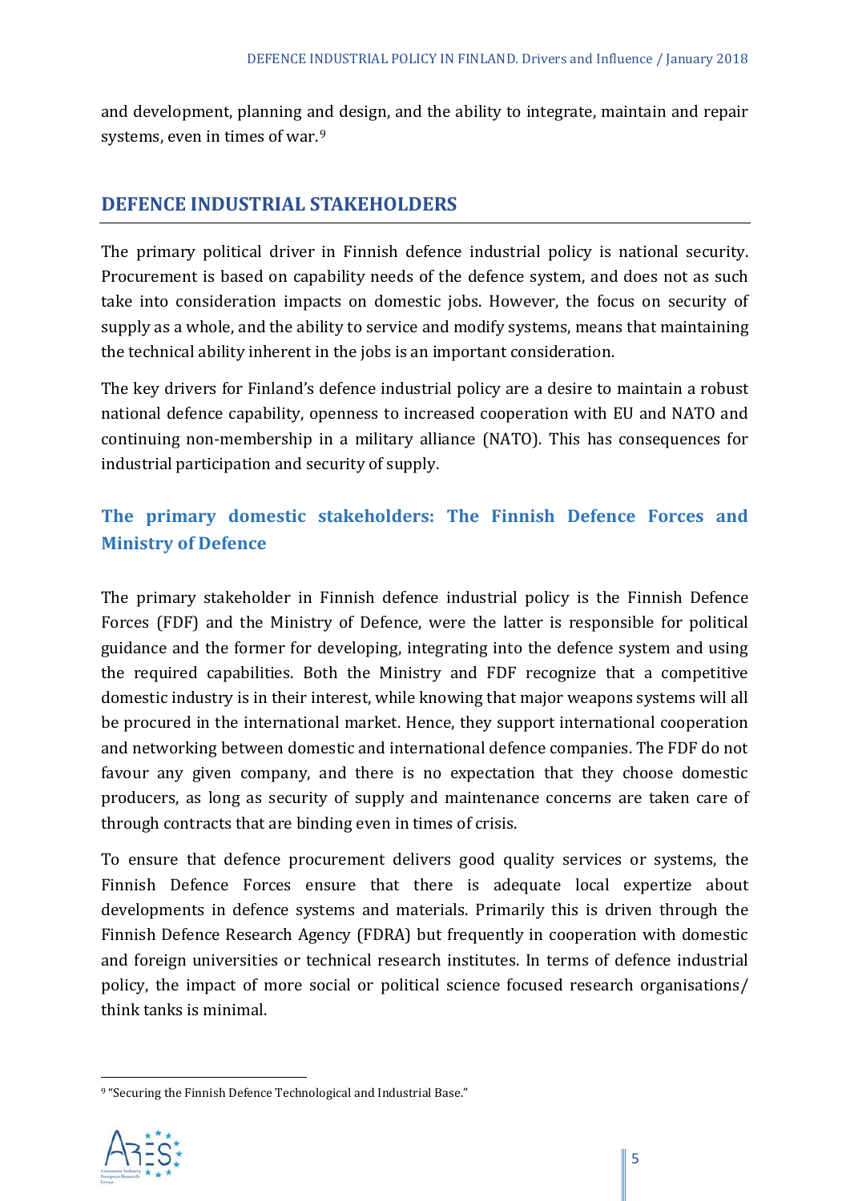and development, planning and design, and the ability to integrate, maintain and repair systems, even in times of war.[9]

## DEFENCE INDUSTRIAL STAKEHOLDERS

The primary political driver in Finnish defence industrial policy is national security. Procurement is based on capability needs of the defence system, and does not as such take into consideration impacts on domestic jobs. However, the focus on security of supply as a whole, and the ability to service and modify systems, means that maintaining the technical ability inherent in the jobs is an important consideration.

The key drivers for Finland's defence industrial policy are a desire to maintain a robust national defence capability, openness to increased cooperation with EU and NATO and continuing non-membership in a military alliance (NATO). This has consequences for industrial participation and security of supply.

### The primary domestic stakeholders: The Finnish Defence Forces and Ministry of Defence

The primary stakeholder in Finnish defence industrial policy is the Finnish Defence Forces (FDF) and the Ministry of Defence, were the latter is responsible for political guidance and the former for developing, integrating into the defence system and using the required capabilities. Both the Ministry and FDF recognize that a competitive domestic industry is in their interest, while knowing that major weapons systems will all be procured in the international market. Hence, they support international cooperation and networking between domestic and international defence companies. The FDF do not favour any given company, and there is no expectation that they choose domestic producers, as long as security of supply and maintenance concerns are taken care of through contracts that are binding even in times of crisis.

To ensure that defence procurement delivers good quality services or systems, the Finnish Defence Forces ensure that there is adequate local expertize about developments in defence systems and materials. Primarily this is driven through the Finnish Defence Research Agency (FDRA) but frequently in cooperation with domestic and foreign universities or technical research institutes. In terms of defence industrial policy, the impact of more social or political science focused research organisations/ think tanks is minimal.

[9] "Securing the Finnish Defence Technological and Industrial Base."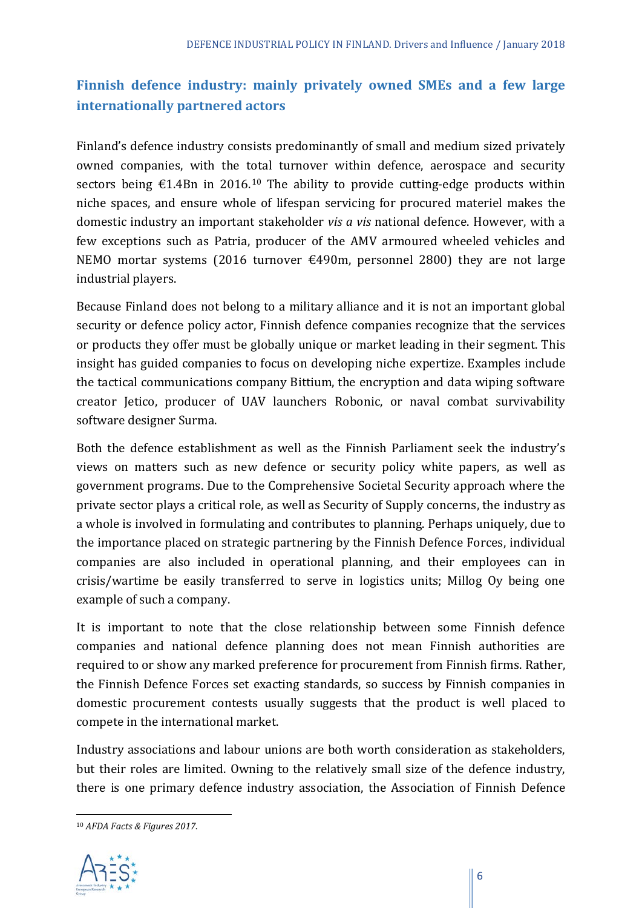## Finnish defence industry: mainly privately owned SMEs and a few large internationally partnered actors

Finland's defence industry consists predominantly of small and medium sized privately owned companies, with the total turnover within defence, aerospace and security sectors being €1.4Bn in 2016.[10] The ability to provide cutting-edge products within niche spaces, and ensure whole of lifespan servicing for procured materiel makes the domestic industry an important stakeholder *vis a vis* national defence. However, with a few exceptions such as Patria, producer of the AMV armoured wheeled vehicles and NEMO mortar systems (2016 turnover €490m, personnel 2800) they are not large industrial players.

Because Finland does not belong to a military alliance and it is not an important global security or defence policy actor, Finnish defence companies recognize that the services or products they offer must be globally unique or market leading in their segment. This insight has guided companies to focus on developing niche expertize. Examples include the tactical communications company Bittium, the encryption and data wiping software creator Jetico, producer of UAV launchers Robonic, or naval combat survivability software designer Surma.

Both the defence establishment as well as the Finnish Parliament seek the industry's views on matters such as new defence or security policy white papers, as well as government programs. Due to the Comprehensive Societal Security approach where the private sector plays a critical role, as well as Security of Supply concerns, the industry as a whole is involved in formulating and contributes to planning. Perhaps uniquely, due to the importance placed on strategic partnering by the Finnish Defence Forces, individual companies are also included in operational planning, and their employees can in crisis/wartime be easily transferred to serve in logistics units; Millog Oy being one example of such a company.

It is important to note that the close relationship between some Finnish defence companies and national defence planning does not mean Finnish authorities are required to or show any marked preference for procurement from Finnish firms. Rather, the Finnish Defence Forces set exacting standards, so success by Finnish companies in domestic procurement contests usually suggests that the product is well placed to compete in the international market.

Industry associations and labour unions are both worth consideration as stakeholders, but their roles are limited. Owning to the relatively small size of the defence industry, there is one primary defence industry association, the Association of Finnish Defence

---

[10] *AFDA Facts & Figures 2017*.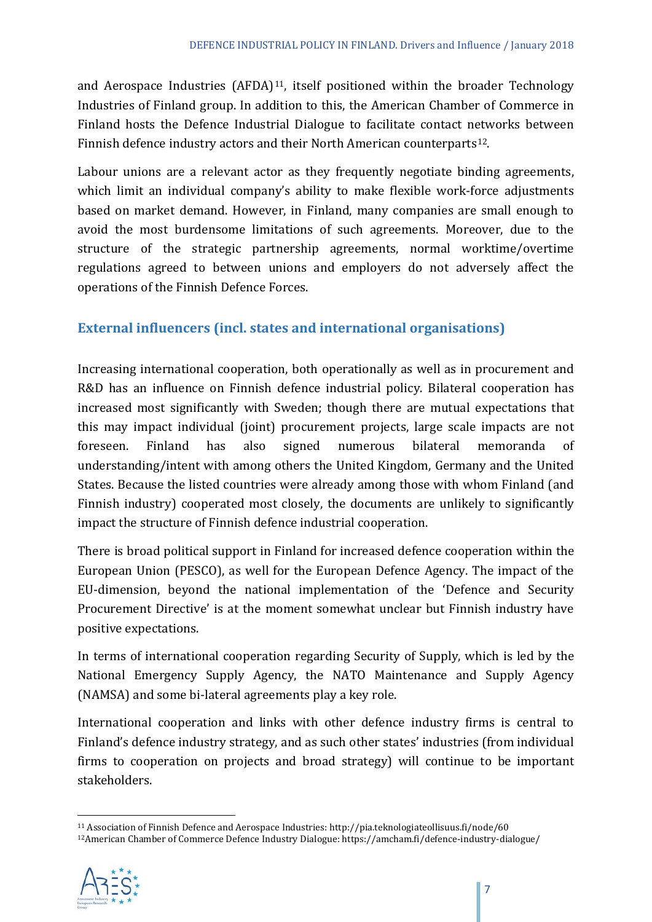and Aerospace Industries (AFDA)[11], itself positioned within the broader Technology Industries of Finland group. In addition to this, the American Chamber of Commerce in Finland hosts the Defence Industrial Dialogue to facilitate contact networks between Finnish defence industry actors and their North American counterparts[12].

Labour unions are a relevant actor as they frequently negotiate binding agreements, which limit an individual company's ability to make flexible work-force adjustments based on market demand. However, in Finland, many companies are small enough to avoid the most burdensome limitations of such agreements. Moreover, due to the structure of the strategic partnership agreements, normal worktime/overtime regulations agreed to between unions and employers do not adversely affect the operations of the Finnish Defence Forces.

## External influencers (incl. states and international organisations)

Increasing international cooperation, both operationally as well as in procurement and R&D has an influence on Finnish defence industrial policy. Bilateral cooperation has increased most significantly with Sweden; though there are mutual expectations that this may impact individual (joint) procurement projects, large scale impacts are not foreseen. Finland has also signed numerous bilateral memoranda of understanding/intent with among others the United Kingdom, Germany and the United States. Because the listed countries were already among those with whom Finland (and Finnish industry) cooperated most closely, the documents are unlikely to significantly impact the structure of Finnish defence industrial cooperation.

There is broad political support in Finland for increased defence cooperation within the European Union (PESCO), as well for the European Defence Agency. The impact of the EU-dimension, beyond the national implementation of the 'Defence and Security Procurement Directive' is at the moment somewhat unclear but Finnish industry have positive expectations.

In terms of international cooperation regarding Security of Supply, which is led by the National Emergency Supply Agency, the NATO Maintenance and Supply Agency (NAMSA) and some bi-lateral agreements play a key role.

International cooperation and links with other defence industry firms is central to Finland's defence industry strategy, and as such other states' industries (from individual firms to cooperation on projects and broad strategy) will continue to be important stakeholders.

---

[11] Association of Finnish Defence and Aerospace Industries: http://pia.teknologiateollisuus.fi/node/60

[12] American Chamber of Commerce Defence Industry Dialogue: https://amcham.fi/defence-industry-dialogue/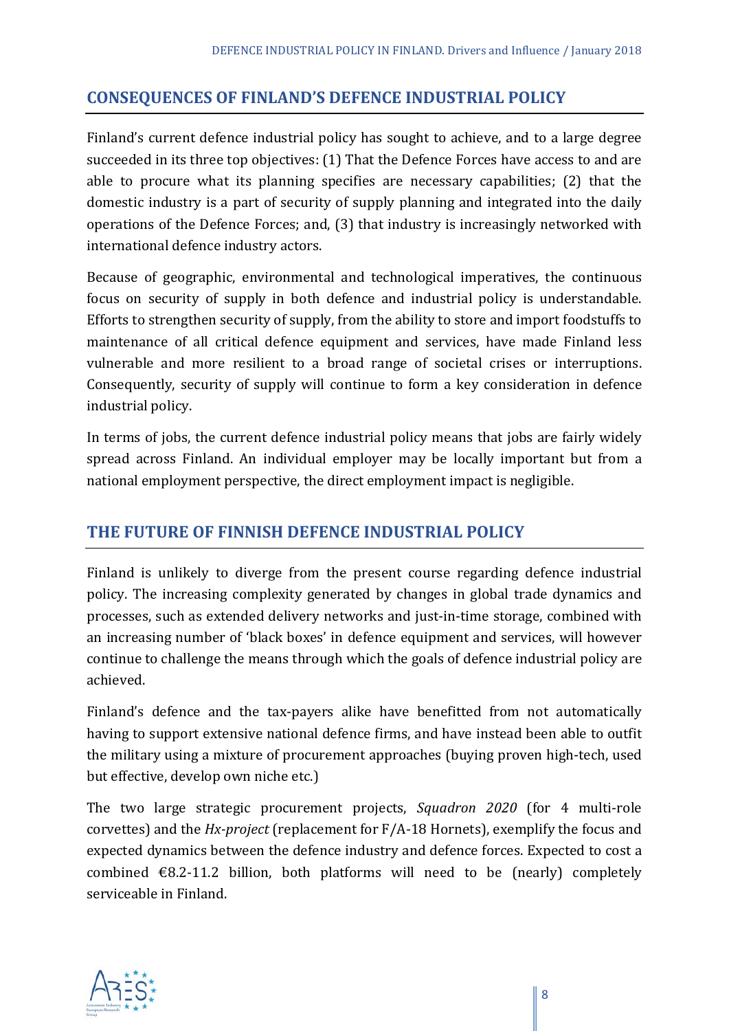## CONSEQUENCES OF FINLAND'S DEFENCE INDUSTRIAL POLICY

Finland's current defence industrial policy has sought to achieve, and to a large degree succeeded in its three top objectives: (1) That the Defence Forces have access to and are able to procure what its planning specifies are necessary capabilities; (2) that the domestic industry is a part of security of supply planning and integrated into the daily operations of the Defence Forces; and, (3) that industry is increasingly networked with international defence industry actors.

Because of geographic, environmental and technological imperatives, the continuous focus on security of supply in both defence and industrial policy is understandable. Efforts to strengthen security of supply, from the ability to store and import foodstuffs to maintenance of all critical defence equipment and services, have made Finland less vulnerable and more resilient to a broad range of societal crises or interruptions. Consequently, security of supply will continue to form a key consideration in defence industrial policy.

In terms of jobs, the current defence industrial policy means that jobs are fairly widely spread across Finland. An individual employer may be locally important but from a national employment perspective, the direct employment impact is negligible.

## THE FUTURE OF FINNISH DEFENCE INDUSTRIAL POLICY

Finland is unlikely to diverge from the present course regarding defence industrial policy. The increasing complexity generated by changes in global trade dynamics and processes, such as extended delivery networks and just-in-time storage, combined with an increasing number of 'black boxes' in defence equipment and services, will however continue to challenge the means through which the goals of defence industrial policy are achieved.

Finland's defence and the tax-payers alike have benefitted from not automatically having to support extensive national defence firms, and have instead been able to outfit the military using a mixture of procurement approaches (buying proven high-tech, used but effective, develop own niche etc.)

The two large strategic procurement projects, *Squadron 2020* (for 4 multi-role corvettes) and the *Hx-project* (replacement for F/A-18 Hornets), exemplify the focus and expected dynamics between the defence industry and defence forces. Expected to cost a combined €8.2-11.2 billion, both platforms will need to be (nearly) completely serviceable in Finland.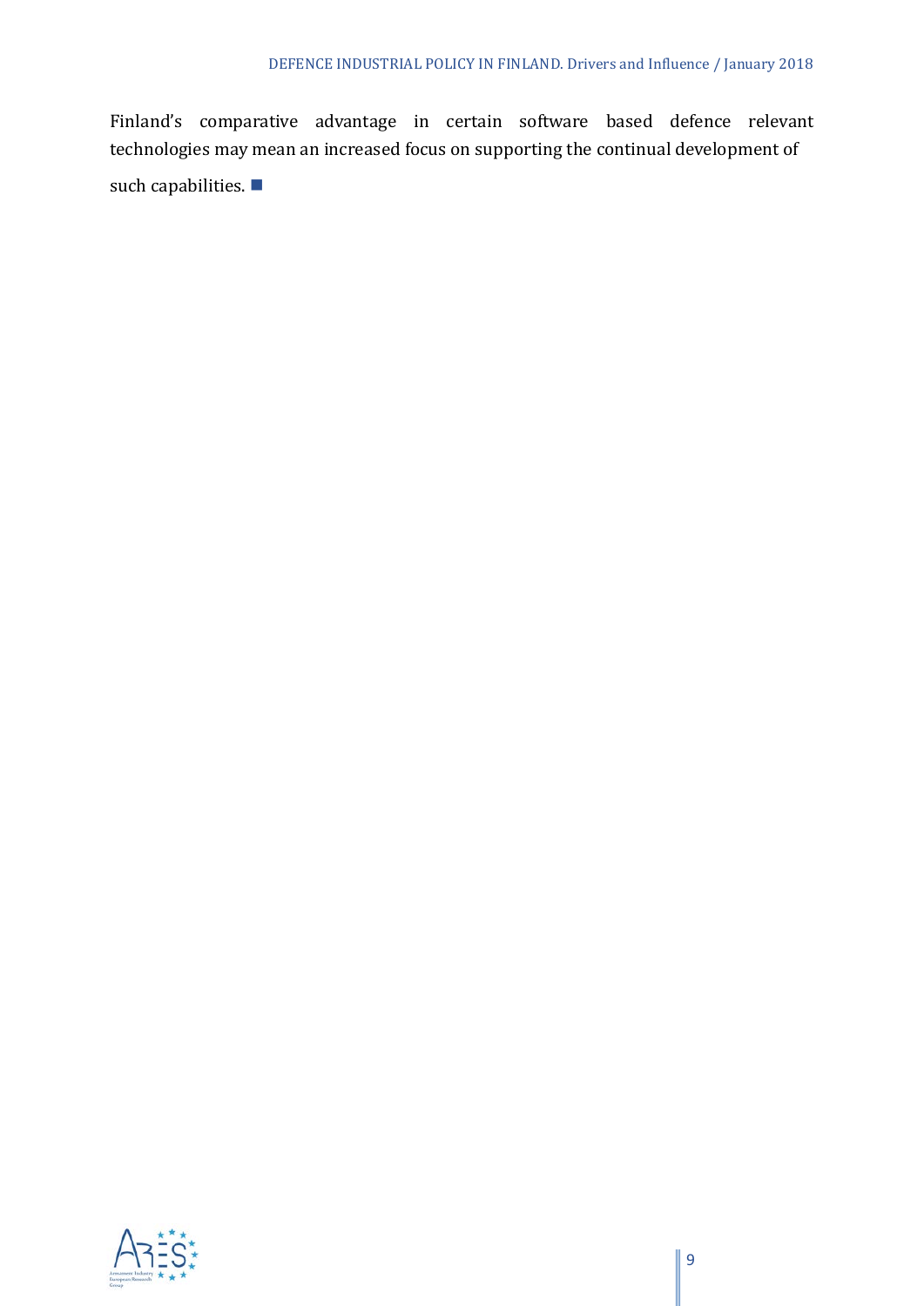Finland's comparative advantage in certain software based defence relevant technologies may mean an increased focus on supporting the continual development of such capabilities. ■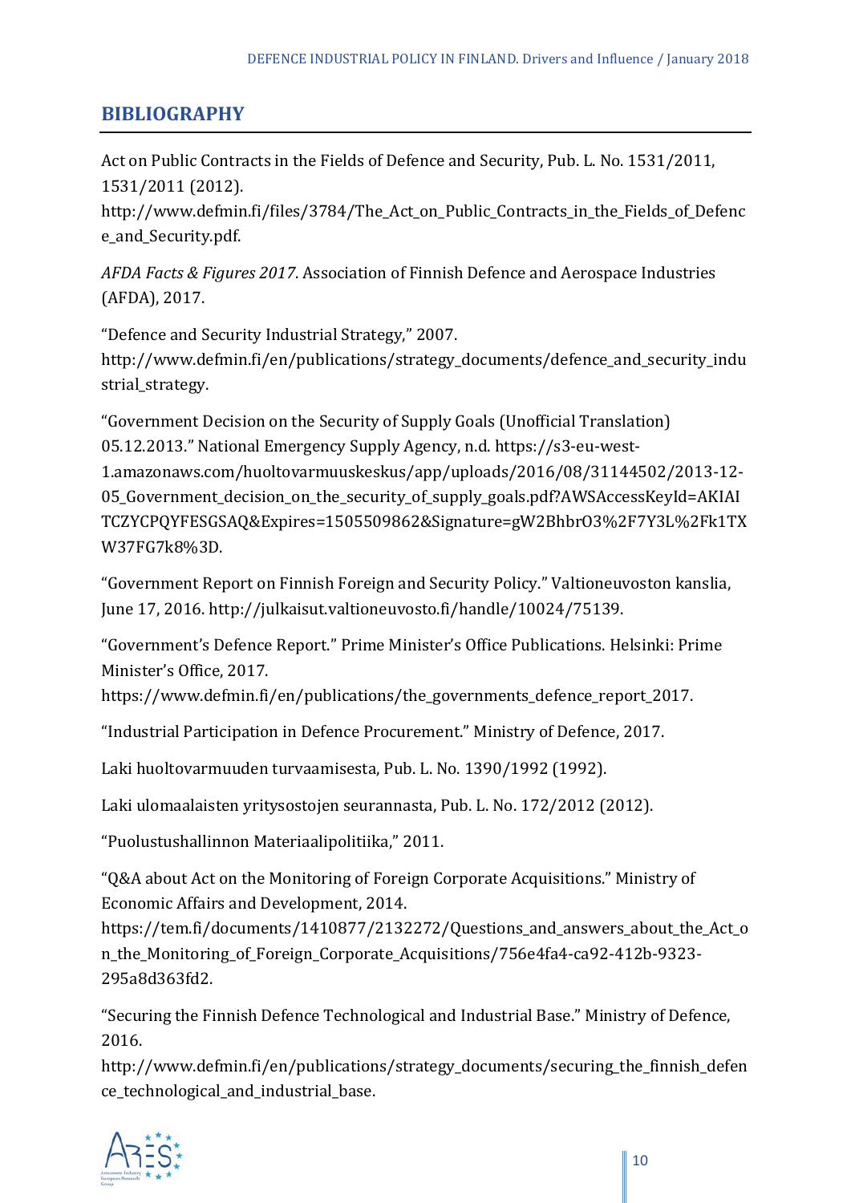## BIBLIOGRAPHY

Act on Public Contracts in the Fields of Defence and Security, Pub. L. No. 1531/2011, 1531/2011 (2012). http://www.defmin.fi/files/3784/The_Act_on_Public_Contracts_in_the_Fields_of_Defence_and_Security.pdf.

*AFDA Facts & Figures 2017*. Association of Finnish Defence and Aerospace Industries (AFDA), 2017.

"Defence and Security Industrial Strategy," 2007. http://www.defmin.fi/en/publications/strategy_documents/defence_and_security_industrial_strategy.

"Government Decision on the Security of Supply Goals (Unofficial Translation) 05.12.2013." National Emergency Supply Agency, n.d. https://s3-eu-west-1.amazonaws.com/huoltovarmuuskeskus/app/uploads/2016/08/31144502/2013-12-05_Government_decision_on_the_security_of_supply_goals.pdf?AWSAccessKeyId=AKIAITCZYCPQYFESGSAQ&Expires=1505509862&Signature=gW2BhbrO3%2F7Y3L%2Fk1TXW37FG7k8%3D.

"Government Report on Finnish Foreign and Security Policy." Valtioneuvoston kanslia, June 17, 2016. http://julkaisut.valtioneuvosto.fi/handle/10024/75139.

"Government's Defence Report." Prime Minister's Office Publications. Helsinki: Prime Minister's Office, 2017. https://www.defmin.fi/en/publications/the_governments_defence_report_2017.

"Industrial Participation in Defence Procurement." Ministry of Defence, 2017.

Laki huoltovarmuuden turvaamisesta, Pub. L. No. 1390/1992 (1992).

Laki ulomaalaisten yritysostojen seurannasta, Pub. L. No. 172/2012 (2012).

"Puolustushallinnon Materiaalipolitiika," 2011.

"Q&A about Act on the Monitoring of Foreign Corporate Acquisitions." Ministry of Economic Affairs and Development, 2014. https://tem.fi/documents/1410877/2132272/Questions_and_answers_about_the_Act_on_the_Monitoring_of_Foreign_Corporate_Acquisitions/756e4fa4-ca92-412b-9323-295a8d363fd2.

"Securing the Finnish Defence Technological and Industrial Base." Ministry of Defence, 2016. http://www.defmin.fi/en/publications/strategy_documents/securing_the_finnish_defence_technological_and_industrial_base.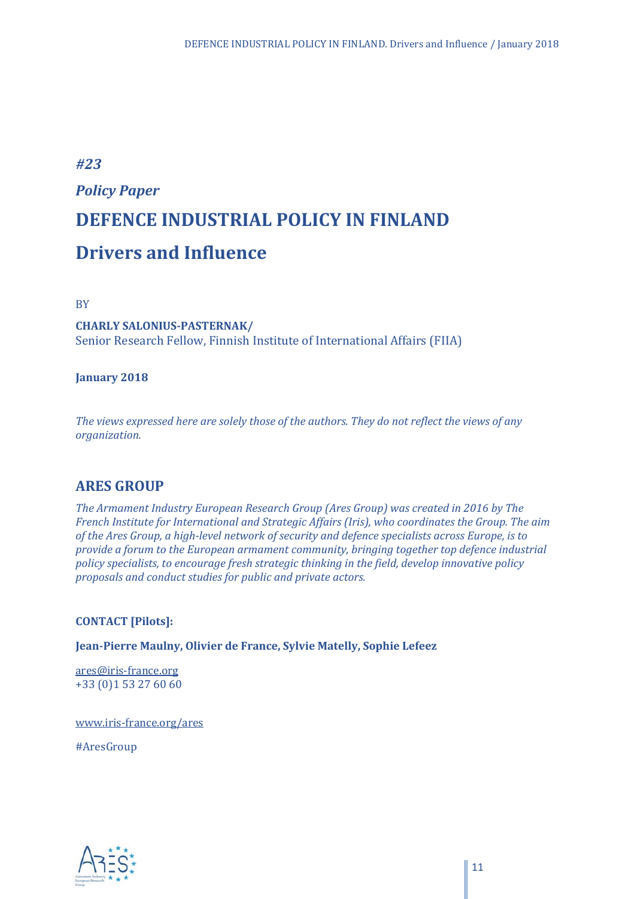*#23*

*Policy Paper*

# DEFENCE INDUSTRIAL POLICY IN FINLAND

# Drivers and Influence

BY

**CHARLY SALONIUS-PASTERNAK/**
Senior Research Fellow, Finnish Institute of International Affairs (FIIA)

**January 2018**

*The views expressed here are solely those of the authors. They do not reflect the views of any organization.*

## ARES GROUP

*The Armament Industry European Research Group (Ares Group) was created in 2016 by The French Institute for International and Strategic Affairs (Iris), who coordinates the Group. The aim of the Ares Group, a high-level network of security and defence specialists across Europe, is to provide a forum to the European armament community, bringing together top defence industrial policy specialists, to encourage fresh strategic thinking in the field, develop innovative policy proposals and conduct studies for public and private actors.*

**CONTACT [Pilots]:**

**Jean-Pierre Maulny, Olivier de France, Sylvie Matelly, Sophie Lefeez**

ares@iris-france.org
+33 (0)1 53 27 60 60

www.iris-france.org/ares

#AresGroup